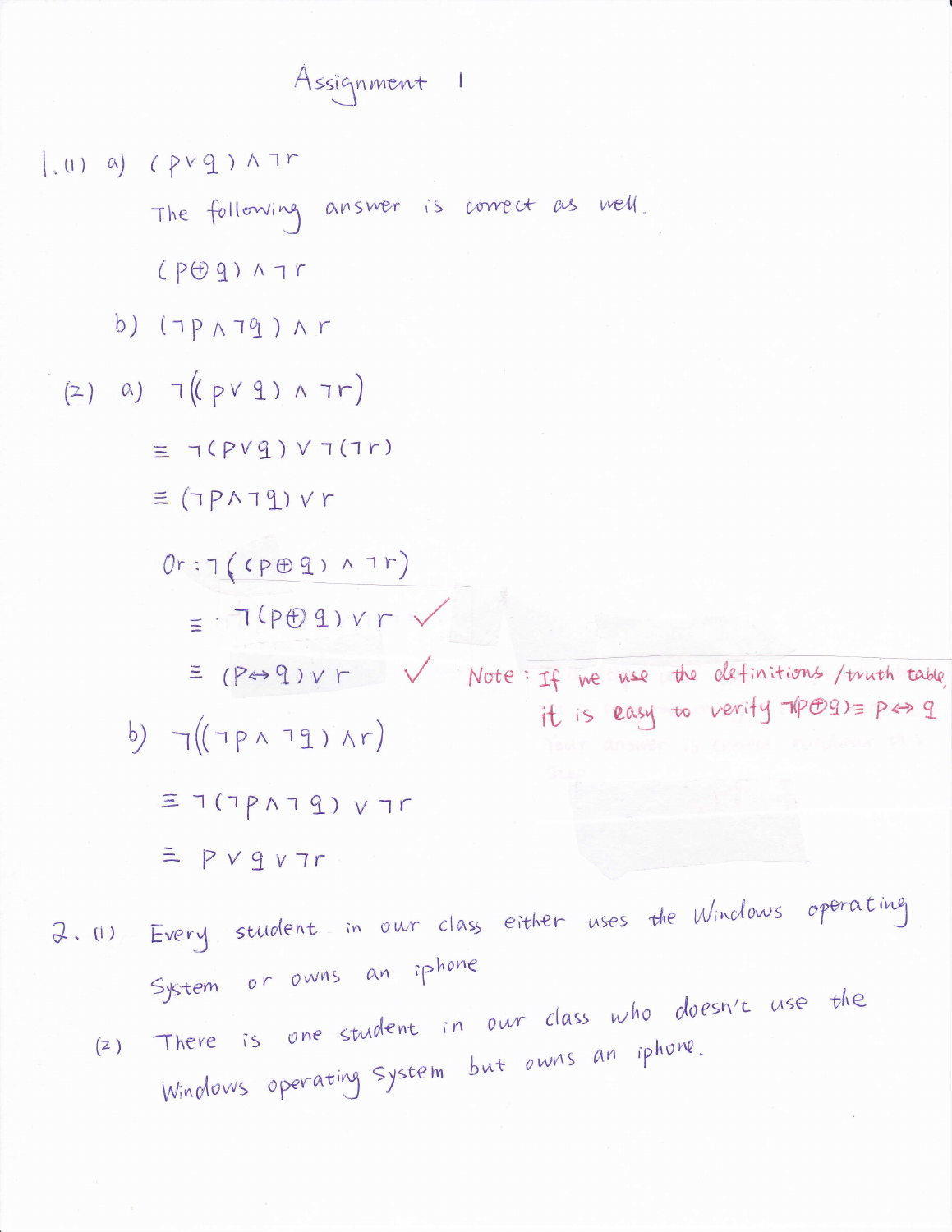# Assignment 1

1.(1) a) $(p \vee q) \wedge \neg r$

The following answer is correct as well.

$(p \oplus q) \wedge \neg r$

b) $(\neg p \wedge \neg q) \wedge r$

(2) a) $\neg((p \vee q) \wedge \neg r)$

$\equiv \neg(p \vee q) \vee \neg(\neg r)$

$\equiv (\neg p \wedge \neg q) \vee r$

Or: $\neg((p \oplus q) \wedge \neg r)$

$\equiv \neg(p \oplus q) \vee r$ ✓

$\equiv (p \leftrightarrow q) \vee r$ ✓

Note: If we use the definitions/truth table, it is easy to verify $\neg(p \oplus q) \equiv p \leftrightarrow q$

b) $\neg((\neg p \wedge \neg q) \wedge r)$

$\equiv \neg(\neg p \wedge \neg q) \vee \neg r$

$\equiv p \vee q \vee \neg r$

2. (1) Every student in our class either uses the Windows operating System or owns an iphone

(2) There is one student in our class who doesn't use the Windows operating System but owns an iphone.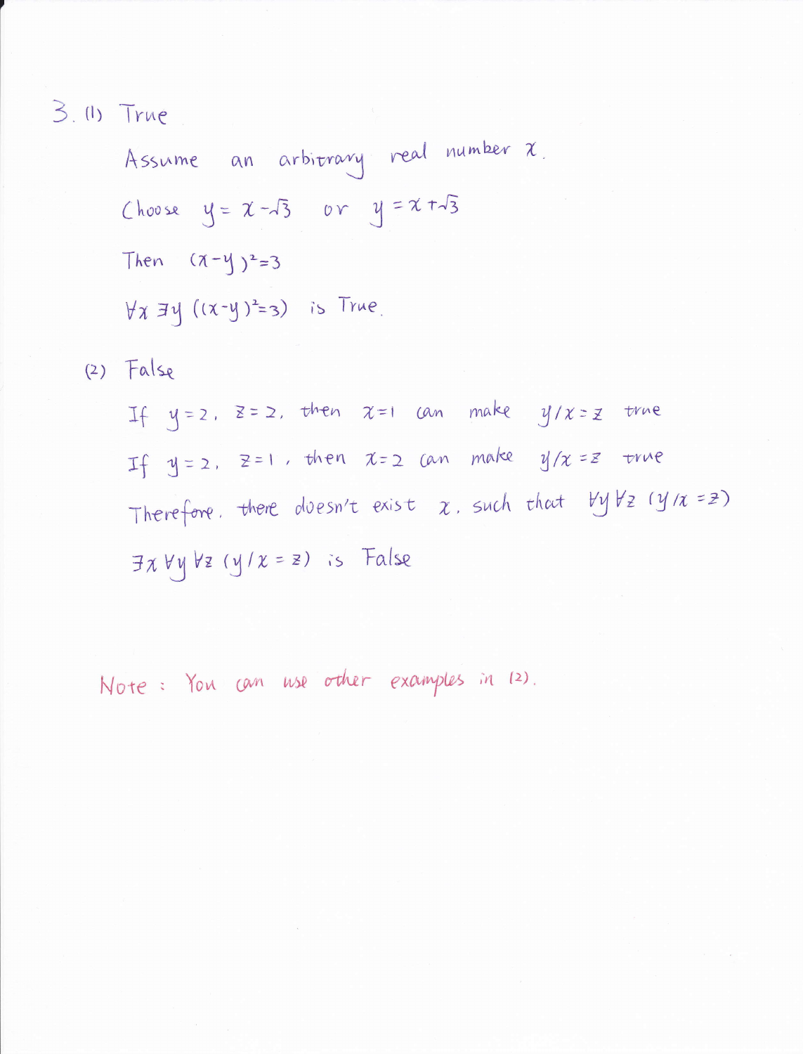3. (1) True

Assume an arbitrary real number $x$.

Choose $y = x - \sqrt{3}$ or $y = x + \sqrt{3}$

Then $(x-y)^2 = 3$

$\forall x \, \exists y \, ((x-y)^2 = 3)$ is True.

(2) False

If $y = 2$, $z = 2$, then $x = 1$ can make $y/x = z$ true

If $y = 2$, $z = 1$, then $x = 2$ can make $y/x = z$ true

Therefore, there doesn't exist $x$, such that $\forall y \, \forall z \, (y/x = z)$

$\exists x \, \forall y \, \forall z \, (y/x = z)$ is False

Note: You can use other examples in (2).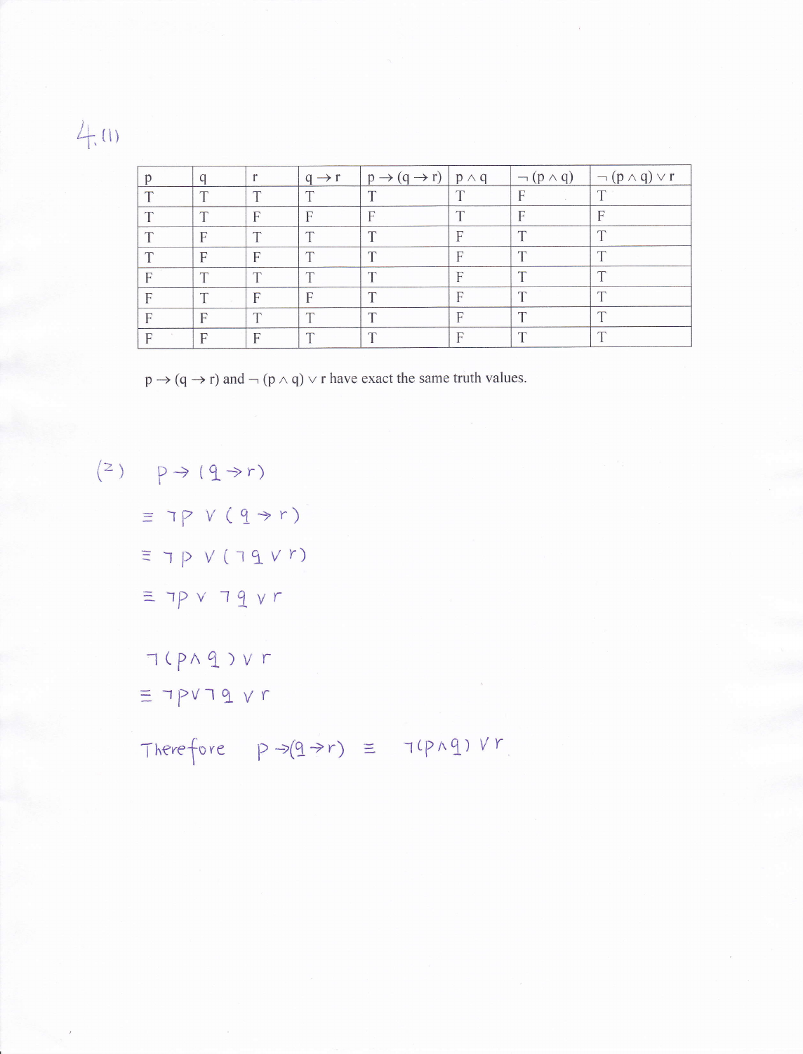4.(1)

| $p$ | $q$ | $r$ | $q \rightarrow r$ | $p \rightarrow (q \rightarrow r)$ | $p \wedge q$ | $\neg (p \wedge q)$ | $\neg (p \wedge q) \vee r$ |
|---|---|---|---|---|---|---|---|
| T | T | T | T | T | T | F | T |
| T | T | F | F | F | T | F | F |
| T | F | T | T | T | F | T | T |
| T | F | F | T | T | F | T | T |
| F | T | T | T | T | F | T | T |
| F | T | F | F | T | F | T | T |
| F | F | T | T | T | F | T | T |
| F | F | F | T | T | F | T | T |

$p \rightarrow (q \rightarrow r)$ and $\neg (p \wedge q) \vee r$ have exact the same truth values.

(2) $p \rightarrow (q \rightarrow r)$

$\equiv \neg p \vee (q \rightarrow r)$

$\equiv \neg p \vee (\neg q \vee r)$

$\equiv \neg p \vee \neg q \vee r$

$\neg (p \wedge q) \vee r$

$\equiv \neg p \vee \neg q \vee r$

Therefore $p \rightarrow (q \rightarrow r) \equiv \neg (p \wedge q) \vee r$